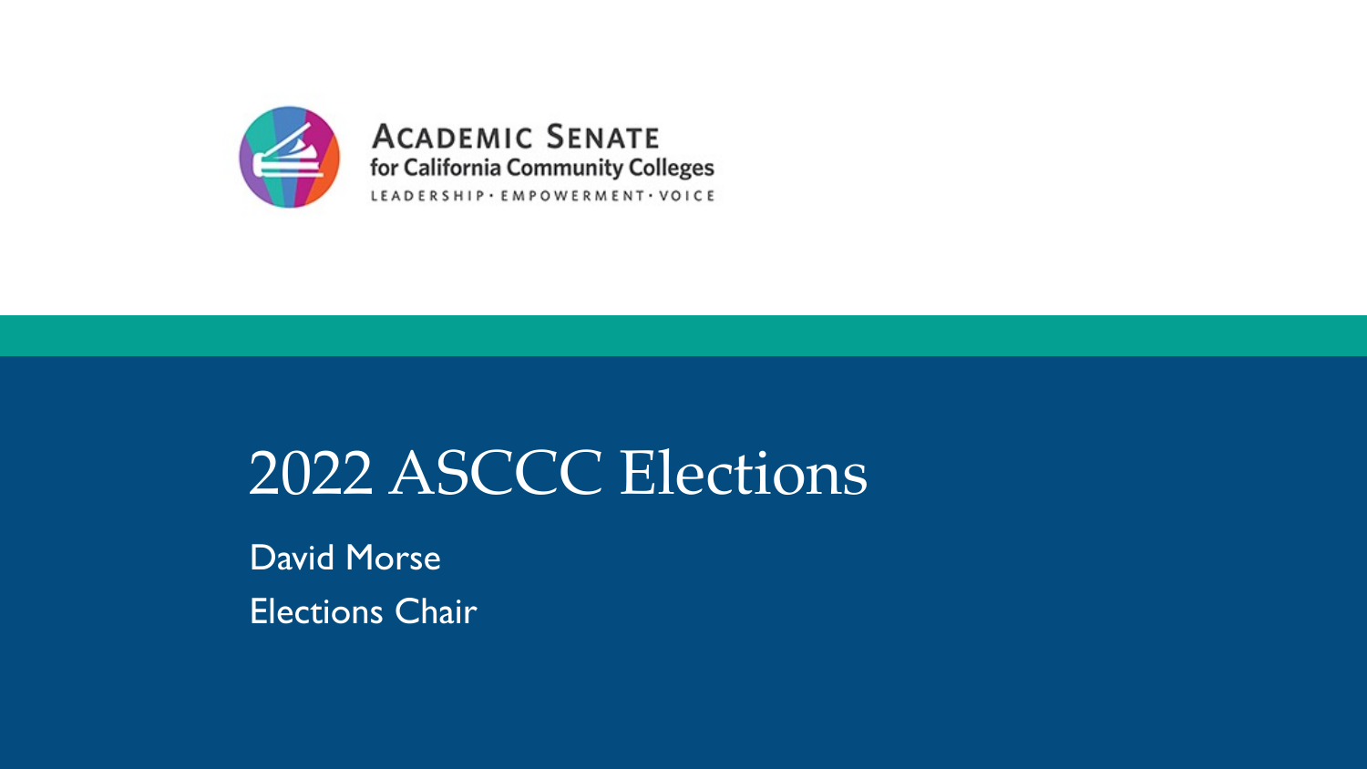Academic Senate for California Community Colleges

LEADERSHIP · EMPOWERMENT · VOICE

# 2022 ASCCC Elections

David Morse

Elections Chair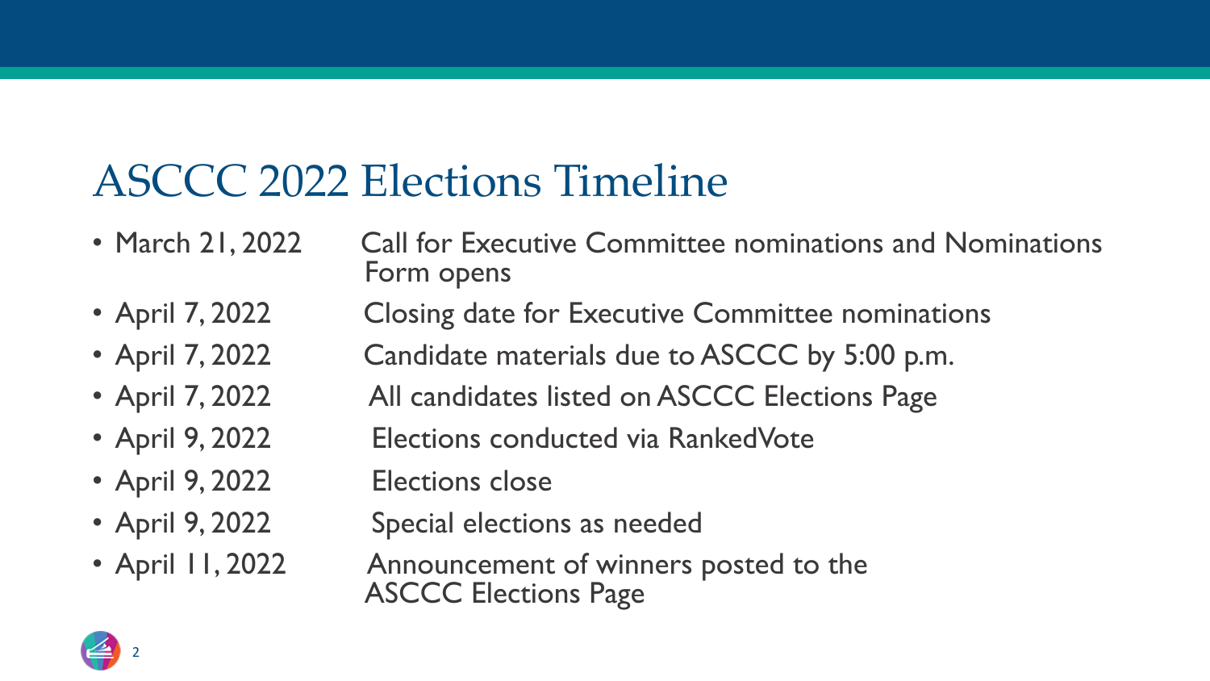# ASCCC 2022 Elections Timeline

- March 21, 2022 — Call for Executive Committee nominations and Nominations Form opens
- April 7, 2022 — Closing date for Executive Committee nominations
- April 7, 2022 — Candidate materials due to ASCCC by 5:00 p.m.
- April 7, 2022 — All candidates listed on ASCCC Elections Page
- April 9, 2022 — Elections conducted via RankedVote
- April 9, 2022 — Elections close
- April 9, 2022 — Special elections as needed
- April 11, 2022 — Announcement of winners posted to the ASCCC Elections Page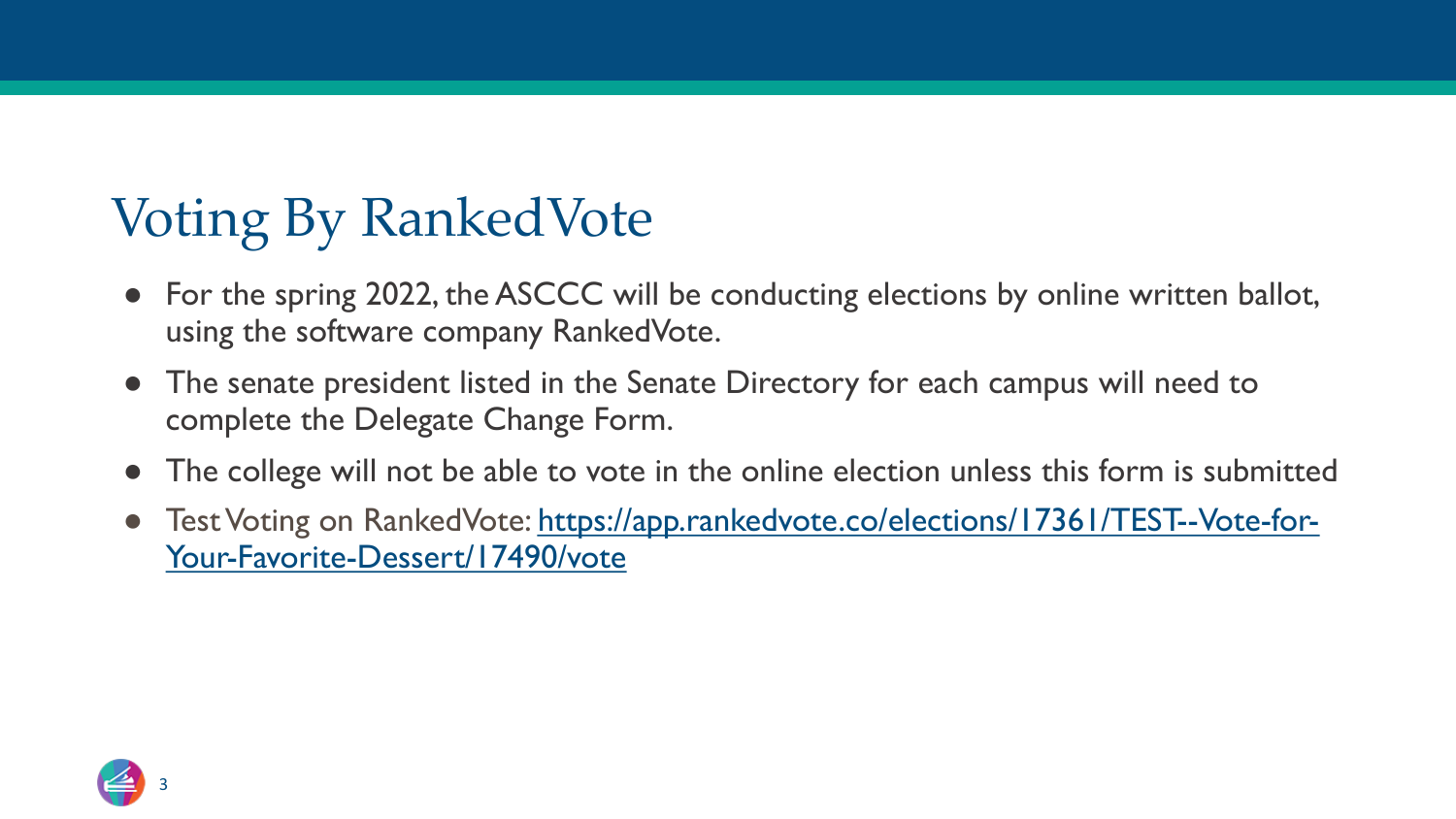# Voting By RankedVote

- For the spring 2022, the ASCCC will be conducting elections by online written ballot, using the software company RankedVote.
- The senate president listed in the Senate Directory for each campus will need to complete the Delegate Change Form.
- The college will not be able to vote in the online election unless this form is submitted
- Test Voting on RankedVote: [https://app.rankedvote.co/elections/17361/TEST--Vote-for-Your-Favorite-Dessert/17490/vote](https://app.rankedvote.co/elections/17361/TEST--Vote-for-Your-Favorite-Dessert/17490/vote)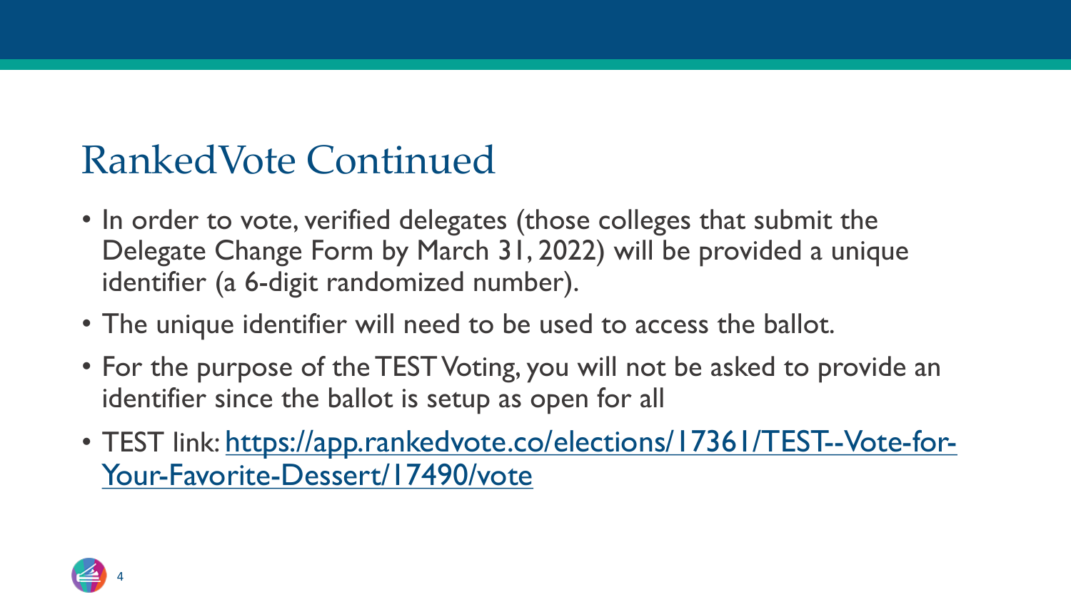# RankedVote Continued

- In order to vote, verified delegates (those colleges that submit the Delegate Change Form by March 31, 2022) will be provided a unique identifier (a 6-digit randomized number).
- The unique identifier will need to be used to access the ballot.
- For the purpose of the TEST Voting, you will not be asked to provide an identifier since the ballot is setup as open for all
- TEST link: [https://app.rankedvote.co/elections/17361/TEST--Vote-for-Your-Favorite-Dessert/17490/vote](https://app.rankedvote.co/elections/17361/TEST--Vote-for-Your-Favorite-Dessert/17490/vote)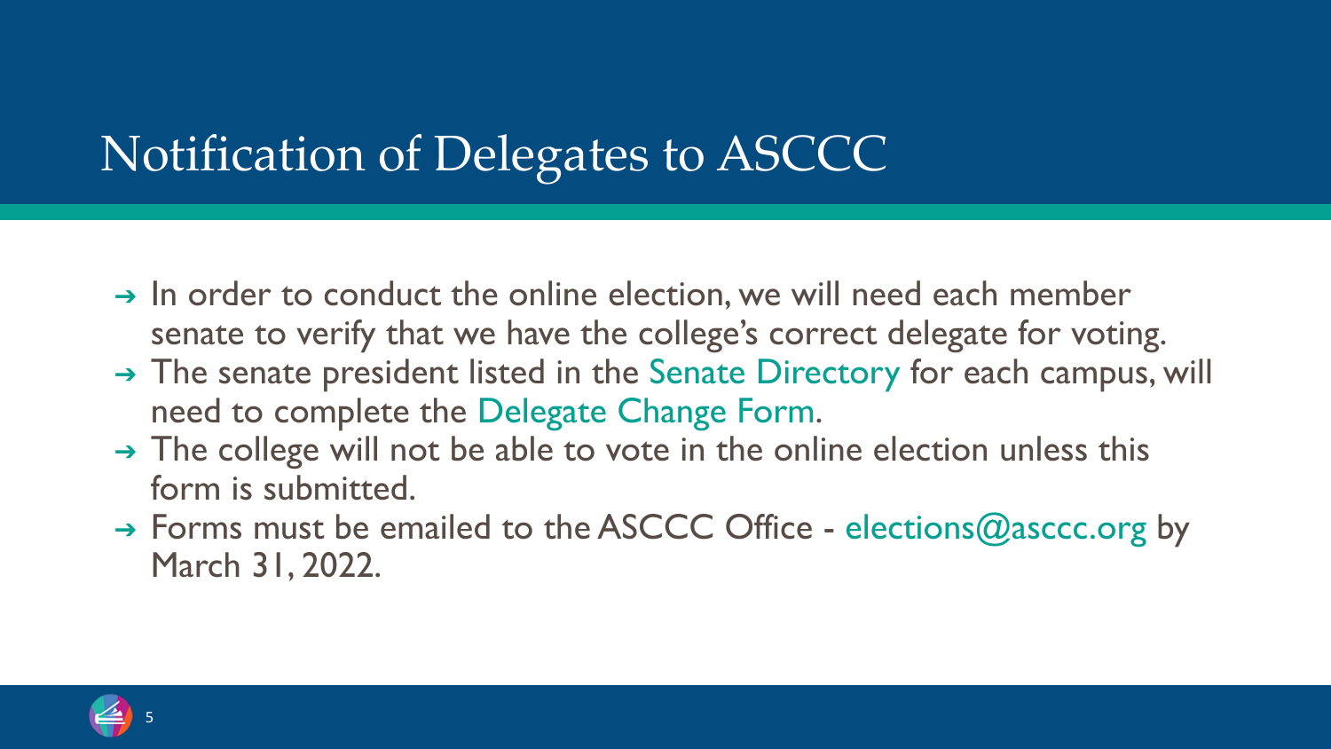# Notification of Delegates to ASCCC

- In order to conduct the online election, we will need each member senate to verify that we have the college's correct delegate for voting.
- The senate president listed in the Senate Directory for each campus, will need to complete the Delegate Change Form.
- The college will not be able to vote in the online election unless this form is submitted.
- Forms must be emailed to the ASCCC Office - elections@asccc.org by March 31, 2022.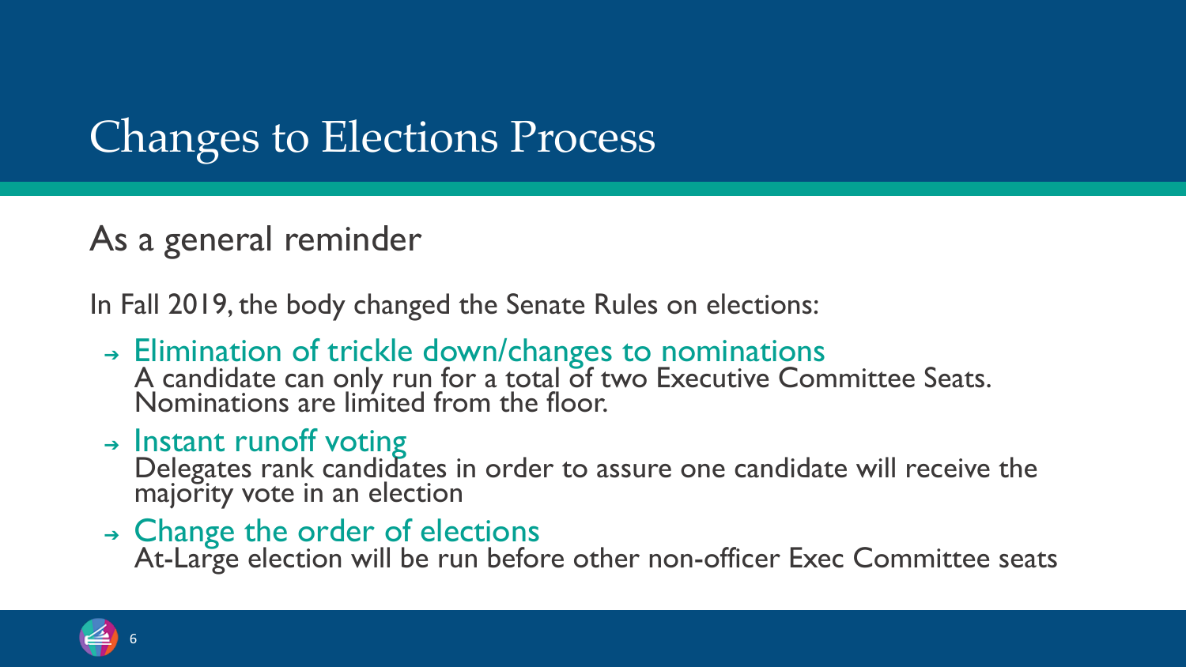# Changes to Elections Process

## As a general reminder

In Fall 2019, the body changed the Senate Rules on elections:

- **Elimination of trickle down/changes to nominations**
  A candidate can only run for a total of two Executive Committee Seats. Nominations are limited from the floor.
- **Instant runoff voting**
  Delegates rank candidates in order to assure one candidate will receive the majority vote in an election
- **Change the order of elections**
  At-Large election will be run before other non-officer Exec Committee seats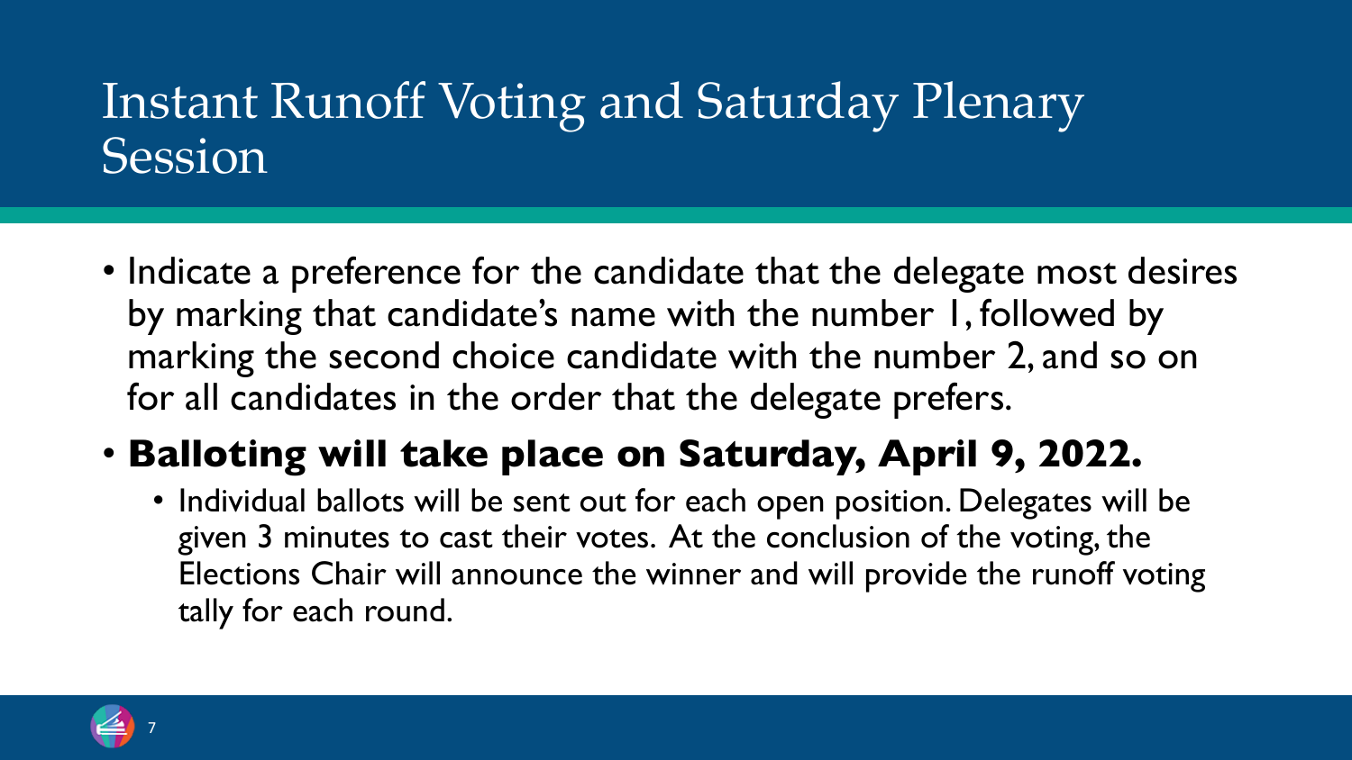# Instant Runoff Voting and Saturday Plenary Session

- Indicate a preference for the candidate that the delegate most desires by marking that candidate's name with the number 1, followed by marking the second choice candidate with the number 2, and so on for all candidates in the order that the delegate prefers.
- **Balloting will take place on Saturday, April 9, 2022.**
  - Individual ballots will be sent out for each open position. Delegates will be given 3 minutes to cast their votes. At the conclusion of the voting, the Elections Chair will announce the winner and will provide the runoff voting tally for each round.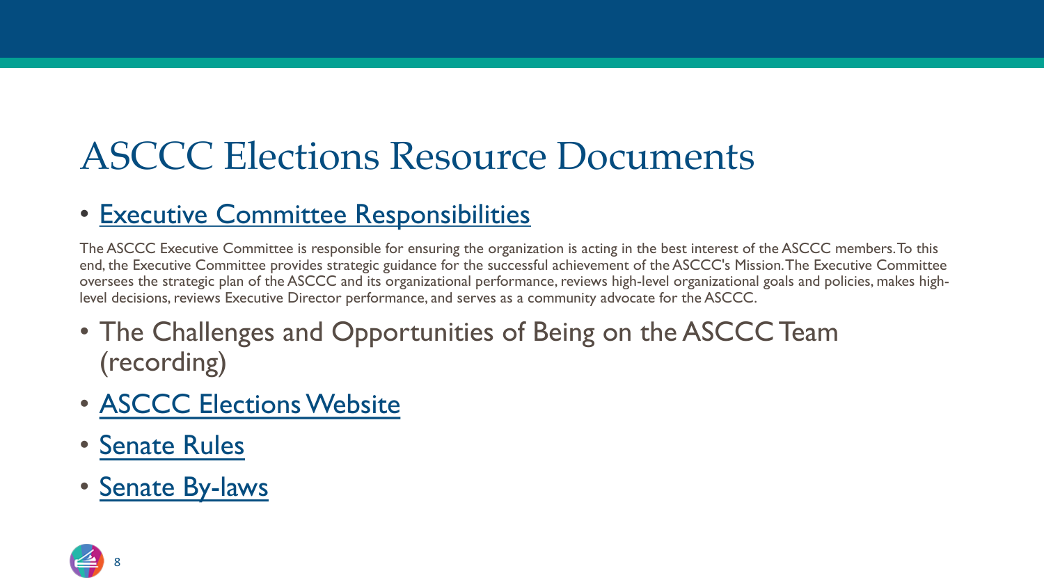# ASCCC Elections Resource Documents

- Executive Committee Responsibilities

The ASCCC Executive Committee is responsible for ensuring the organization is acting in the best interest of the ASCCC members. To this end, the Executive Committee provides strategic guidance for the successful achievement of the ASCCC's Mission. The Executive Committee oversees the strategic plan of the ASCCC and its organizational performance, reviews high-level organizational goals and policies, makes high-level decisions, reviews Executive Director performance, and serves as a community advocate for the ASCCC.

- The Challenges and Opportunities of Being on the ASCCC Team (recording)
- ASCCC Elections Website
- Senate Rules
- Senate By-laws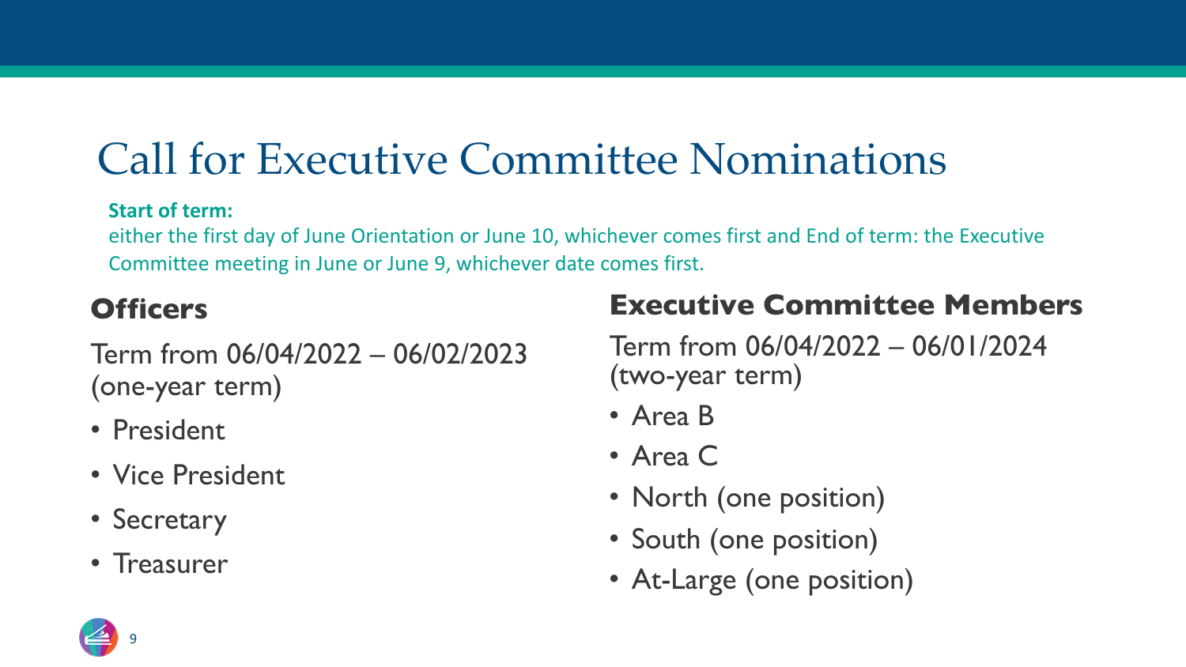# Call for Executive Committee Nominations

**Start of term:**
either the first day of June Orientation or June 10, whichever comes first and End of term: the Executive Committee meeting in June or June 9, whichever date comes first.

## Officers

Term from 06/04/2022 – 06/02/2023 (one-year term)

- President
- Vice President
- Secretary
- Treasurer

## Executive Committee Members

Term from 06/04/2022 – 06/01/2024 (two-year term)

- Area B
- Area C
- North (one position)
- South (one position)
- At-Large (one position)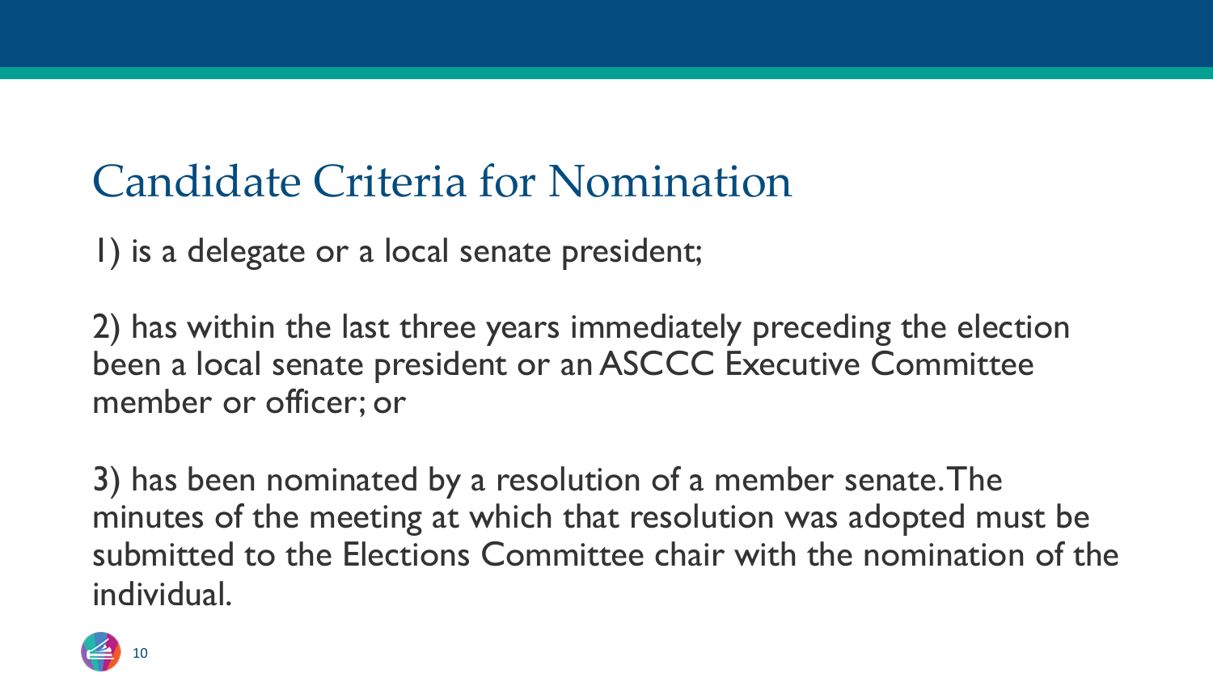# Candidate Criteria for Nomination

1) is a delegate or a local senate president;

2) has within the last three years immediately preceding the election been a local senate president or an ASCCC Executive Committee member or officer; or

3) has been nominated by a resolution of a member senate. The minutes of the meeting at which that resolution was adopted must be submitted to the Elections Committee chair with the nomination of the individual.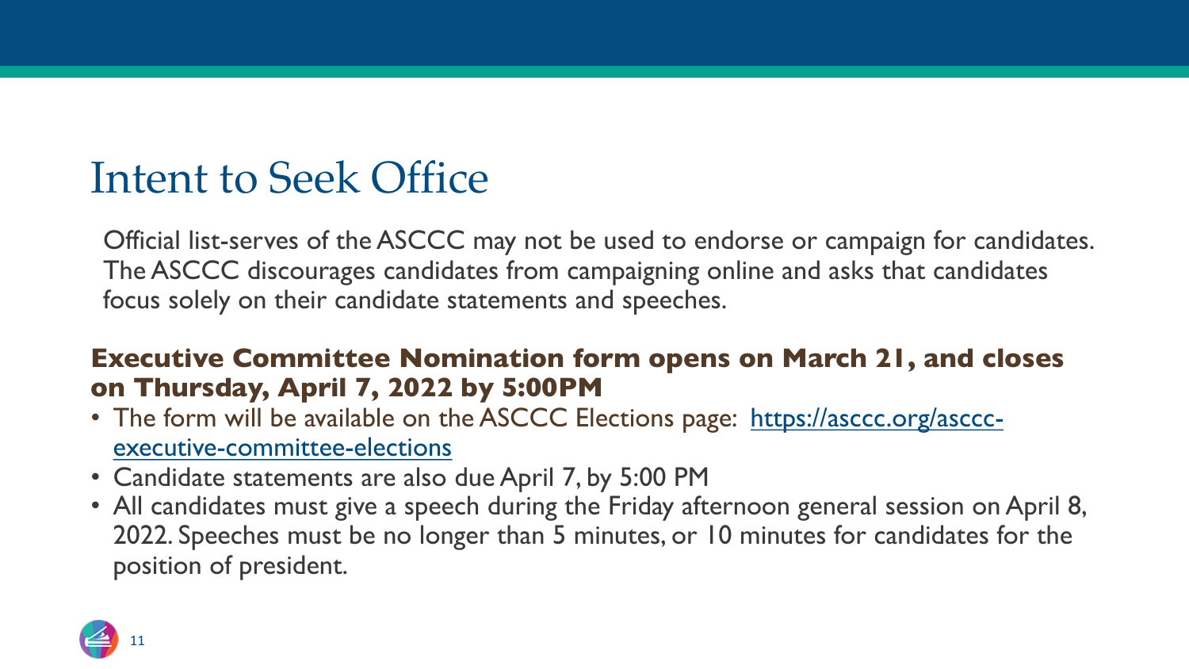# Intent to Seek Office

Official list-serves of the ASCCC may not be used to endorse or campaign for candidates. The ASCCC discourages candidates from campaigning online and asks that candidates focus solely on their candidate statements and speeches.

**Executive Committee Nomination form opens on March 21, and closes on Thursday, April 7, 2022 by 5:00PM**

- The form will be available on the ASCCC Elections page: [https://asccc.org/asccc-executive-committee-elections](https://asccc.org/asccc-executive-committee-elections)
- Candidate statements are also due April 7, by 5:00 PM
- All candidates must give a speech during the Friday afternoon general session on April 8, 2022. Speeches must be no longer than 5 minutes, or 10 minutes for candidates for the position of president.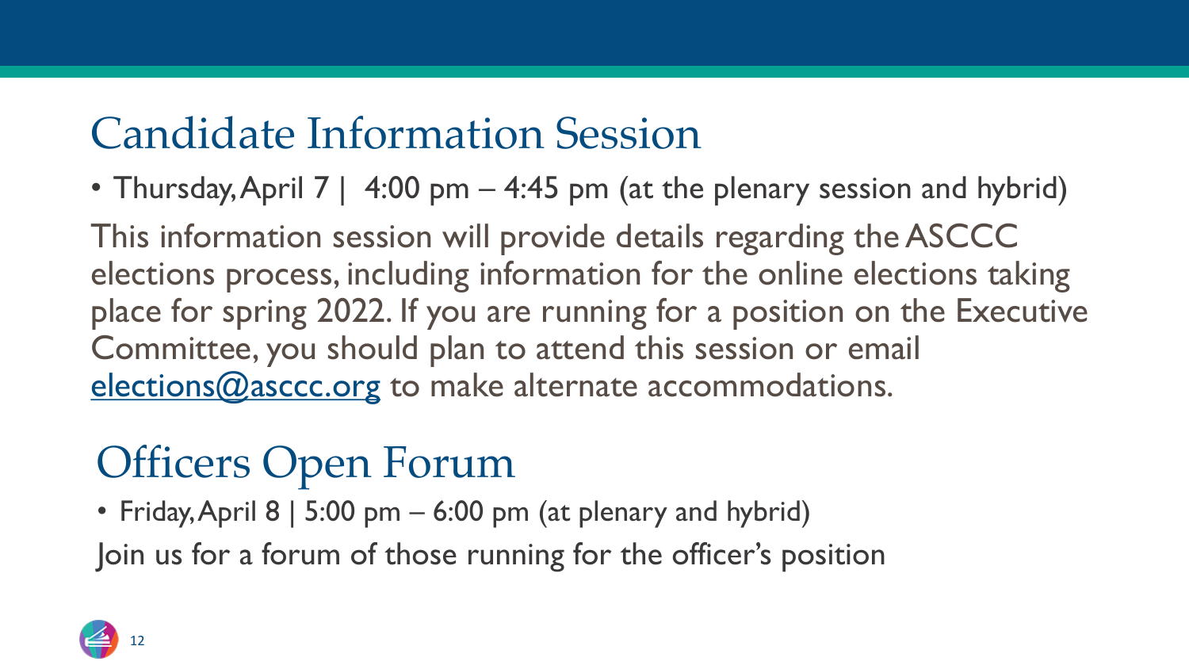## Candidate Information Session

- Thursday, April 7 | 4:00 pm – 4:45 pm (at the plenary session and hybrid)

This information session will provide details regarding the ASCCC elections process, including information for the online elections taking place for spring 2022. If you are running for a position on the Executive Committee, you should plan to attend this session or email elections@asccc.org to make alternate accommodations.

## Officers Open Forum

- Friday, April 8 | 5:00 pm – 6:00 pm (at plenary and hybrid)

Join us for a forum of those running for the officer's position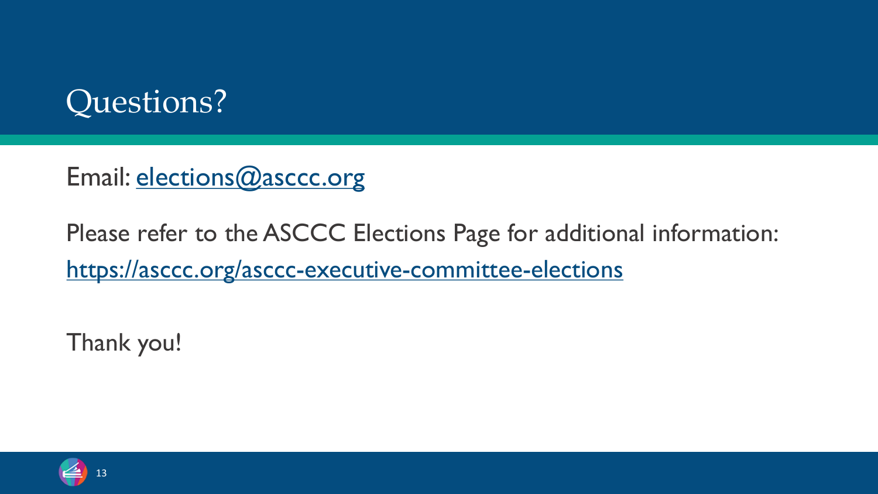# Questions?

Email: [elections@asccc.org](mailto:elections@asccc.org)

Please refer to the ASCCC Elections Page for additional information:
[https://asccc.org/asccc-executive-committee-elections](https://asccc.org/asccc-executive-committee-elections)

Thank you!